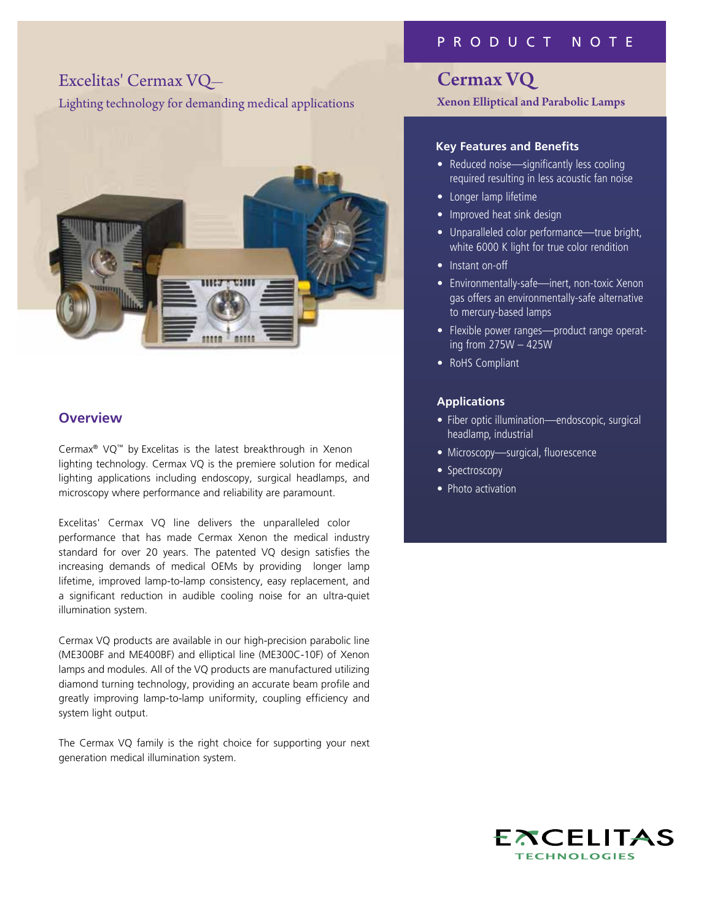# Excelitas' Cermax VQ–

Lighting technology for demanding medical applications

PRODUCT NOTE

## Cermax VQ

**Xenon Elliptical and Parabolic Lamps**

### Key Features and Benefits

- Reduced noise—significantly less cooling required resulting in less acoustic fan noise
- Longer lamp lifetime
- Improved heat sink design
- Unparalleled color performance—true bright, white 6000 K light for true color rendition
- Instant on-off
- Environmentally-safe—inert, non-toxic Xenon gas offers an environmentally-safe alternative to mercury-based lamps
- Flexible power ranges—product range operating from 275W – 425W
- RoHS Compliant

### Applications

- Fiber optic illumination—endoscopic, surgical headlamp, industrial
- Microscopy—surgical, fluorescence
- Spectroscopy
- Photo activation

## Overview

Cermax® VQ™ by Excelitas is the latest breakthrough in Xenon lighting technology. Cermax VQ is the premiere solution for medical lighting applications including endoscopy, surgical headlamps, and microscopy where performance and reliability are paramount.

Excelitas' Cermax VQ line delivers the unparalleled color performance that has made Cermax Xenon the medical industry standard for over 20 years. The patented VQ design satisfies the increasing demands of medical OEMs by providing longer lamp lifetime, improved lamp-to-lamp consistency, easy replacement, and a significant reduction in audible cooling noise for an ultra-quiet illumination system.

Cermax VQ products are available in our high-precision parabolic line (ME300BF and ME400BF) and elliptical line (ME300C-10F) of Xenon lamps and modules. All of the VQ products are manufactured utilizing diamond turning technology, providing an accurate beam profile and greatly improving lamp-to-lamp uniformity, coupling efficiency and system light output.

The Cermax VQ family is the right choice for supporting your next generation medical illumination system.

EXCELITAS TECHNOLOGIES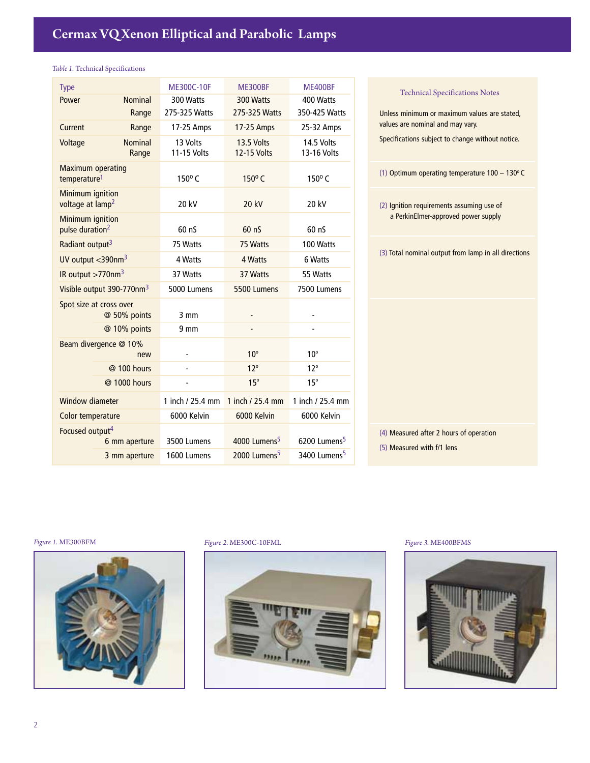# Cermax VQ Xenon Elliptical and Parabolic Lamps

*Table 1.* Technical Specifications

| Type | | ME300C-10F | ME300BF | ME400BF |
|---|---|---|---|---|
| Power | Nominal | 300 Watts | 300 Watts | 400 Watts |
| | Range | 275-325 Watts | 275-325 Watts | 350-425 Watts |
| Current | Range | 17-25 Amps | 17-25 Amps | 25-32 Amps |
| Voltage | Nominal | 13 Volts | 13.5 Volts | 14.5 Volts |
| | Range | 11-15 Volts | 12-15 Volts | 13-16 Volts |
| Maximum operating temperature[1] | | 150° C | 150° C | 150° C |
| Minimum ignition voltage at lamp[2] | | 20 kV | 20 kV | 20 kV |
| Minimum ignition pulse duration[2] | | 60 nS | 60 nS | 60 nS |
| Radiant output[3] | | 75 Watts | 75 Watts | 100 Watts |
| UV output <390nm[3] | | 4 Watts | 4 Watts | 6 Watts |
| IR output >770nm[3] | | 37 Watts | 37 Watts | 55 Watts |
| Visible output 390-770nm[3] | | 5000 Lumens | 5500 Lumens | 7500 Lumens |
| Spot size at cross over | @ 50% points | 3 mm | - | - |
| | @ 10% points | 9 mm | - | - |
| Beam divergence @ 10% | new | - | 10° | 10° |
| | @ 100 hours | - | 12° | 12° |
| | @ 1000 hours | - | 15° | 15° |
| Window diameter | | 1 inch / 25.4 mm | 1 inch / 25.4 mm | 1 inch / 25.4 mm |
| Color temperature | | 6000 Kelvin | 6000 Kelvin | 6000 Kelvin |
| Focused output[4] | 6 mm aperture | 3500 Lumens | 4000 Lumens[5] | 6200 Lumens[5] |
| | 3 mm aperture | 1600 Lumens | 2000 Lumens[5] | 3400 Lumens[5] |

### Technical Specifications Notes

Unless minimum or maximum values are stated, values are nominal and may vary.

Specifications subject to change without notice.

(1) Optimum operating temperature 100 – 130° C

(2) Ignition requirements assuming use of a PerkinElmer-approved power supply

(3) Total nominal output from lamp in all directions

(4) Measured after 2 hours of operation

(5) Measured with f/1 lens

*Figure 1.* ME300BFM

*Figure 2.* ME300C-10FML

*Figure 3.* ME400BFMS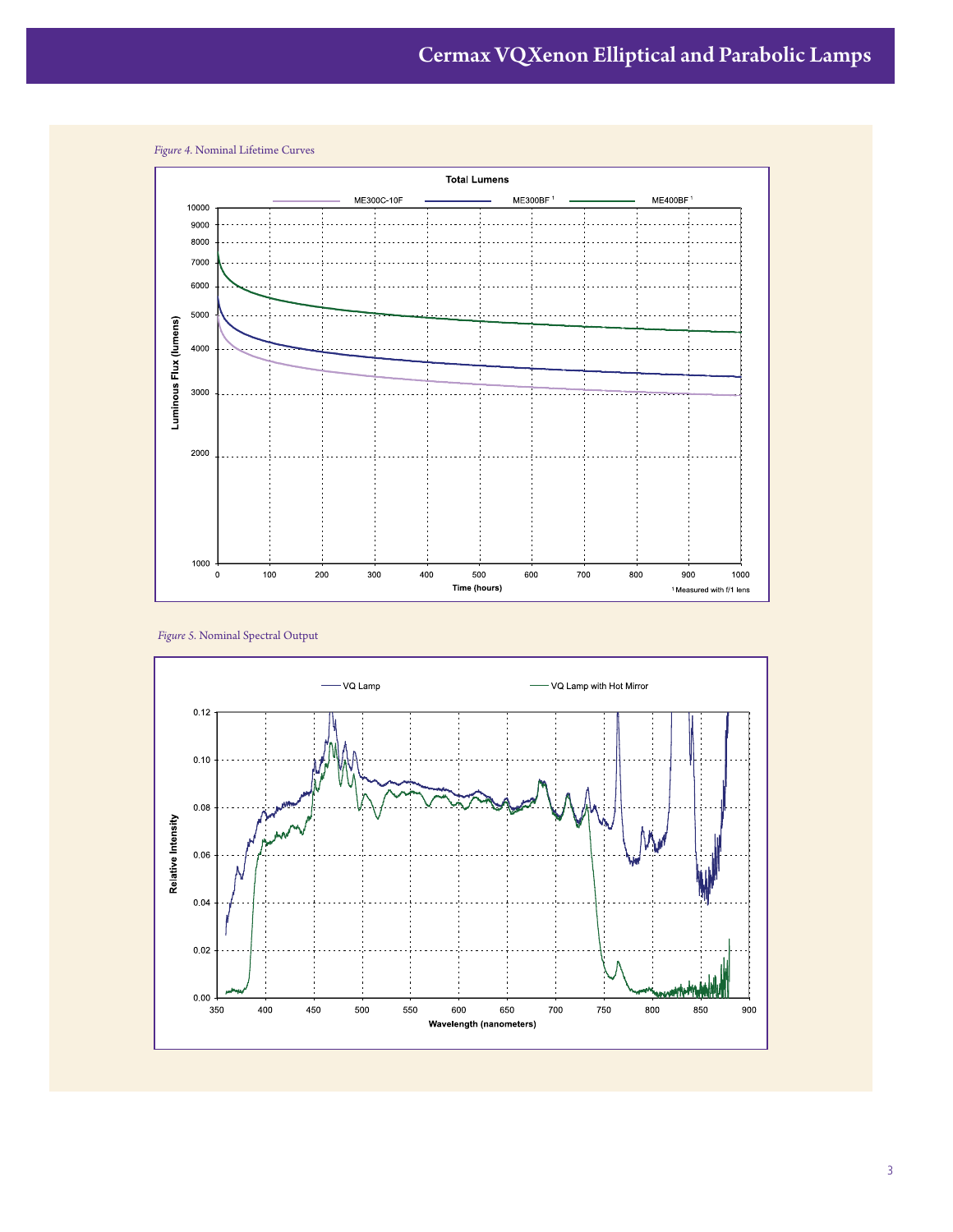*Figure 4.* Nominal Lifetime Curves

*Figure 5.* Nominal Spectral Output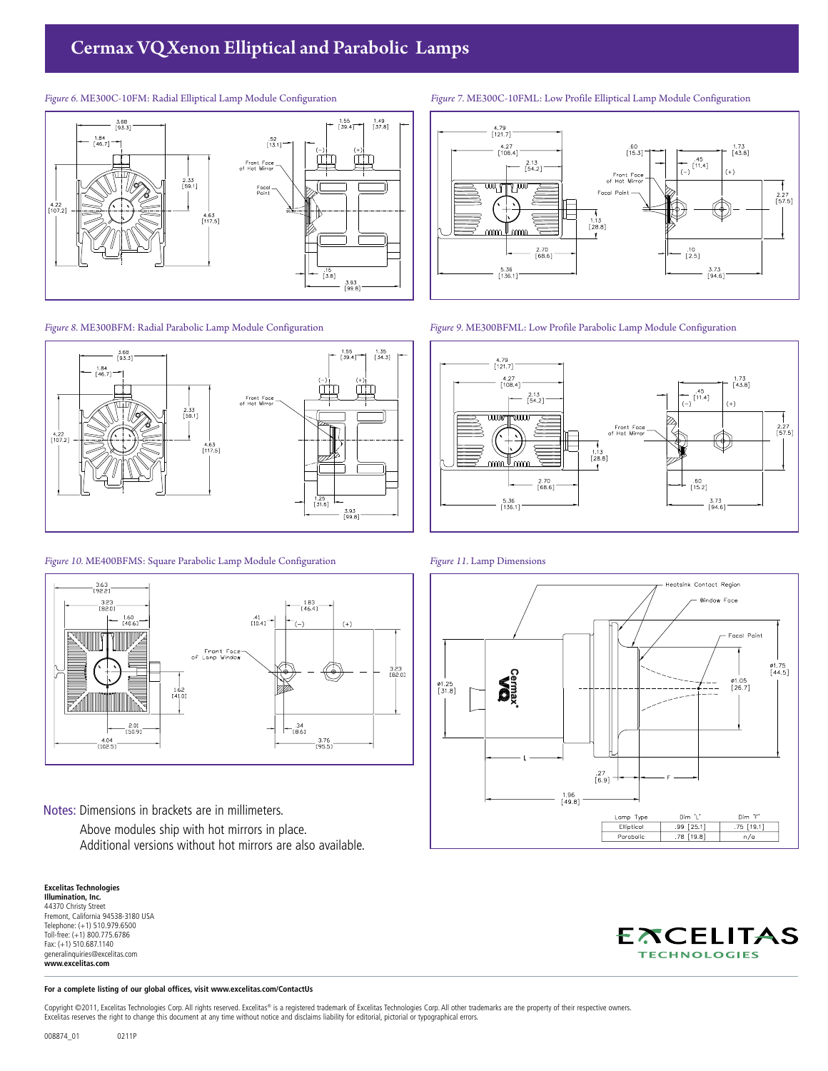# Cermax VQ Xenon Elliptical and Parabolic Lamps

*Figure 6.* ME300C-10FM: Radial Elliptical Lamp Module Configuration

3.68 [93.3]
1.84 [46.7]
4.22 [107.2]
2.33 [59.1]
4.63 [117.5]
.52 [13.1]
1.55 [39.4]
1.49 [37.8]
(−) (+)
Front Face of Hot Mirror
Focal Point
.15 [3.8]
3.93 [99.8]

*Figure 7.* ME300C-10FML: Low Profile Elliptical Lamp Module Configuration

4.79 [121.7]
4.27 [108.4]
2.13 [54.2]
1.13 [28.8]
2.70 [68.6]
5.36 [136.1]
.60 [15.3]
.45 [11.4]
1.73 [43.8]
(−) (+)
Front Face of Hot Mirror
Focal Point
2.27 [57.5]
.10 [2.5]
3.73 [94.6]

*Figure 8.* ME300BFM: Radial Parabolic Lamp Module Configuration

3.68 [93.3]
1.84 [46.7]
4.22 [107.2]
2.33 [59.1]
4.63 [117.5]
1.55 [39.4]
1.35 [34.3]
(−) (+)
Front Face of Hot Mirror
1.25 [31.8]
3.93 [99.8]

*Figure 9.* ME300BFML: Low Profile Parabolic Lamp Module Configuration

4.79 [121.7]
4.27 [108.4]
2.13 [54.2]
1.13 [28.8]
2.70 [68.6]
5.36 [136.1]
.45 [11.4]
1.73 [43.8]
(−) (+)
Front Face of Hot Mirror
2.27 [57.5]
.60 [15.2]
3.73 [94.6]

*Figure 10.* ME400BFMS: Square Parabolic Lamp Module Configuration

3.63 [92.2]
3.23 [82.0]
1.60 [40.6]
1.62 [41.0]
2.01 [50.9]
4.04 [102.5]
.41 [10.4]
1.83 [46.4]
(−) (+)
Front Face of Lamp Window
3.23 [82.0]
.34 [8.6]
3.76 [95.5]

*Figure 11.* Lamp Dimensions

Heatsink Contact Region
Window Face
Focal Point
ø1.75 [44.5]
ø1.05 [26.7]
ø1.25 [31.8]
Cermax VQ
L
F
.27 [6.9]
1.96 [49.8]

| Lamp Type | Dim 'L' | Dim 'F' |
|---|---|---|
| Elliptical | .99 [25.1] | .75 [19.1] |
| Parabolic | .78 [19.8] | n/a |

Notes: Dimensions in brackets are in millimeters.

Above modules ship with hot mirrors in place.

Additional versions without hot mirrors are also available.

**Excelitas Technologies**
**Illumination, Inc.**
44370 Christy Street
Fremont, California 94538-3180 USA
Telephone: (+1) 510.979.6500
Toll-free: (+1) 800.775.6786
Fax: (+1) 510.687.1140
generalinquiries@excelitas.com
**www.excelitas.com**

EXCELITAS TECHNOLOGIES

**For a complete listing of our global offices, visit www.excelitas.com/ContactUs**

Copyright ©2011, Excelitas Technologies Corp. All rights reserved. Excelitas® is a registered trademark of Excelitas Technologies Corp. All other trademarks are the property of their respective owners.
Excelitas reserves the right to change this document at any time without notice and disclaims liability for editorial, pictorial or typographical errors.

008874_01 0211P